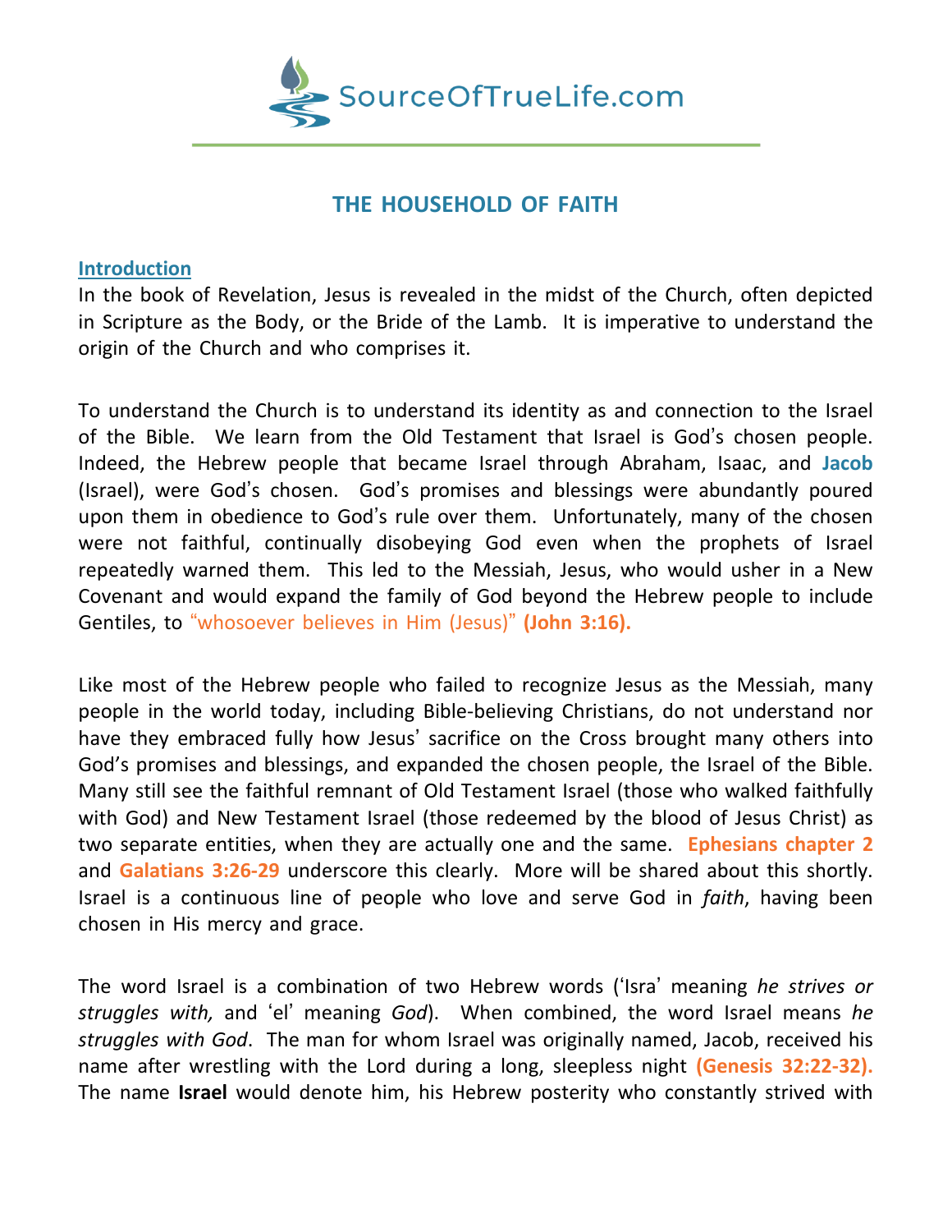# THE HOUSEHOLD OF FAITH

## Introduction

In the book of Revelation, Jesus is revealed in the midst of the Church, often depicted in Scripture as the Body, or the Bride of the Lamb. It is imperative to understand the origin of the Church and who comprises it.

To understand the Church is to understand its identity as and connection to the Israel of the Bible. We learn from the Old Testament that Israel is God's chosen people. Indeed, the Hebrew people that became Israel through Abraham, Isaac, and **Jacob** (Israel), were God's chosen. God's promises and blessings were abundantly poured upon them in obedience to God's rule over them. Unfortunately, many of the chosen were not faithful, continually disobeying God even when the prophets of Israel repeatedly warned them. This led to the Messiah, Jesus, who would usher in a New Covenant and would expand the family of God beyond the Hebrew people to include Gentiles, to "whosoever believes in Him (Jesus)" **(John 3:16).**

Like most of the Hebrew people who failed to recognize Jesus as the Messiah, many people in the world today, including Bible-believing Christians, do not understand nor have they embraced fully how Jesus' sacrifice on the Cross brought many others into God's promises and blessings, and expanded the chosen people, the Israel of the Bible. Many still see the faithful remnant of Old Testament Israel (those who walked faithfully with God) and New Testament Israel (those redeemed by the blood of Jesus Christ) as two separate entities, when they are actually one and the same. **Ephesians chapter 2** and **Galatians 3:26-29** underscore this clearly. More will be shared about this shortly. Israel is a continuous line of people who love and serve God in *faith*, having been chosen in His mercy and grace.

The word Israel is a combination of two Hebrew words ('Isra' meaning *he strives or struggles with,* and 'el' meaning *God*). When combined, the word Israel means *he struggles with God*. The man for whom Israel was originally named, Jacob, received his name after wrestling with the Lord during a long, sleepless night **(Genesis 32:22-32).** The name **Israel** would denote him, his Hebrew posterity who constantly strived with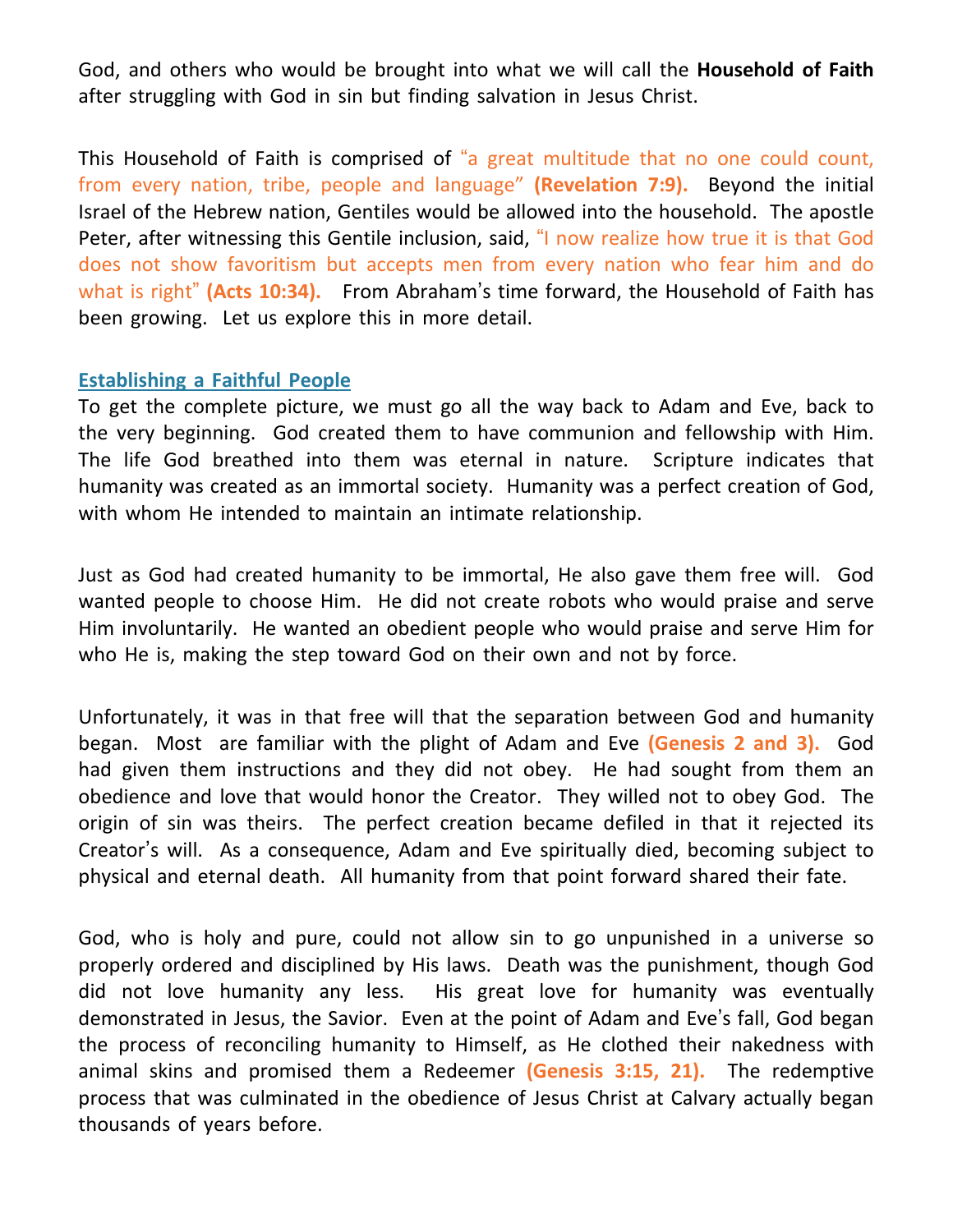God, and others who would be brought into what we will call the **Household of Faith** after struggling with God in sin but finding salvation in Jesus Christ.

This Household of Faith is comprised of "a great multitude that no one could count, from every nation, tribe, people and language" **(Revelation 7:9).** Beyond the initial Israel of the Hebrew nation, Gentiles would be allowed into the household. The apostle Peter, after witnessing this Gentile inclusion, said, "I now realize how true it is that God does not show favoritism but accepts men from every nation who fear him and do what is right" **(Acts 10:34).** From Abraham's time forward, the Household of Faith has been growing. Let us explore this in more detail.

## Establishing a Faithful People

To get the complete picture, we must go all the way back to Adam and Eve, back to the very beginning. God created them to have communion and fellowship with Him. The life God breathed into them was eternal in nature. Scripture indicates that humanity was created as an immortal society. Humanity was a perfect creation of God, with whom He intended to maintain an intimate relationship.

Just as God had created humanity to be immortal, He also gave them free will. God wanted people to choose Him. He did not create robots who would praise and serve Him involuntarily. He wanted an obedient people who would praise and serve Him for who He is, making the step toward God on their own and not by force.

Unfortunately, it was in that free will that the separation between God and humanity began. Most are familiar with the plight of Adam and Eve **(Genesis 2 and 3).** God had given them instructions and they did not obey. He had sought from them an obedience and love that would honor the Creator. They willed not to obey God. The origin of sin was theirs. The perfect creation became defiled in that it rejected its Creator's will. As a consequence, Adam and Eve spiritually died, becoming subject to physical and eternal death. All humanity from that point forward shared their fate.

God, who is holy and pure, could not allow sin to go unpunished in a universe so properly ordered and disciplined by His laws. Death was the punishment, though God did not love humanity any less. His great love for humanity was eventually demonstrated in Jesus, the Savior. Even at the point of Adam and Eve's fall, God began the process of reconciling humanity to Himself, as He clothed their nakedness with animal skins and promised them a Redeemer **(Genesis 3:15, 21).** The redemptive process that was culminated in the obedience of Jesus Christ at Calvary actually began thousands of years before.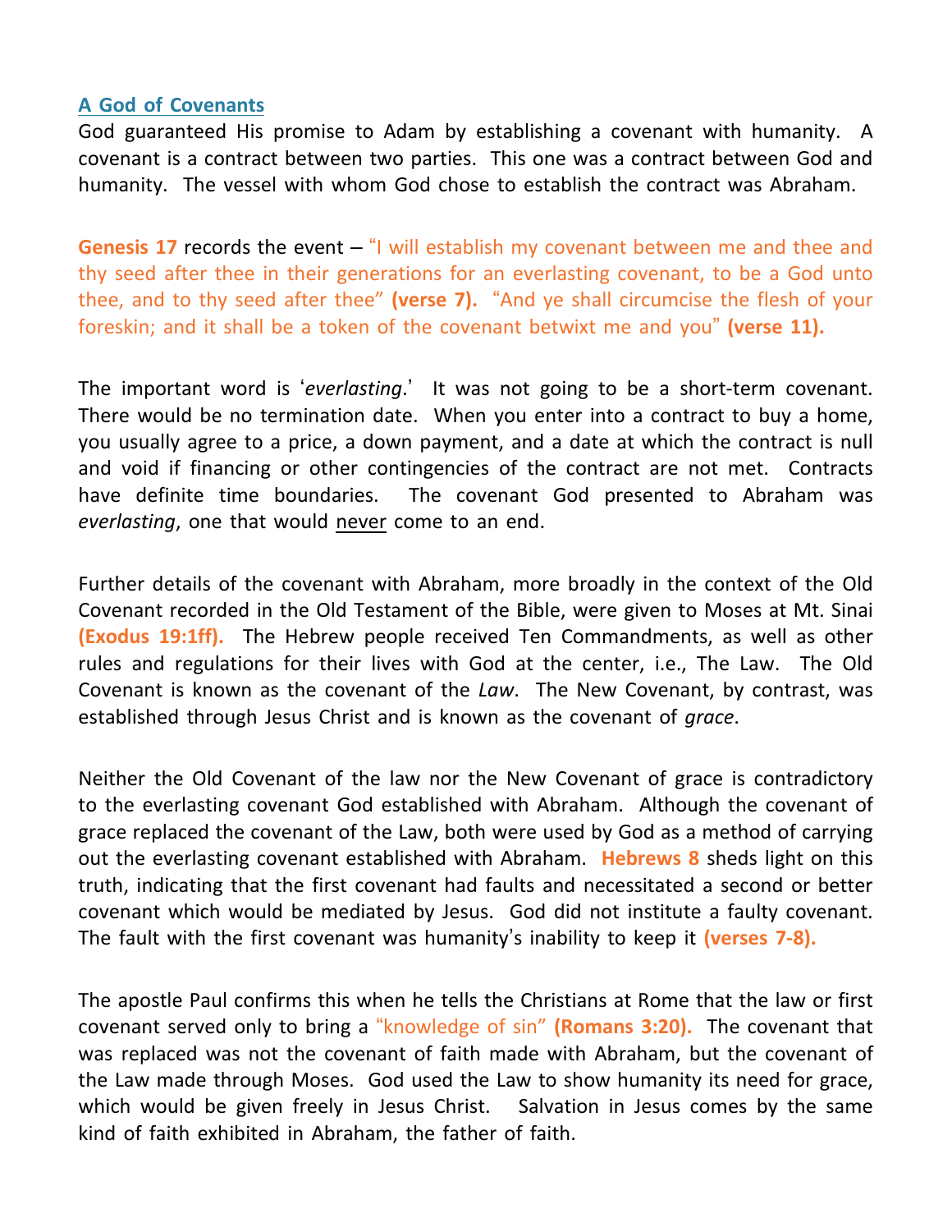## A God of Covenants

God guaranteed His promise to Adam by establishing a covenant with humanity. A covenant is a contract between two parties. This one was a contract between God and humanity. The vessel with whom God chose to establish the contract was Abraham.

**Genesis 17** records the event – "I will establish my covenant between me and thee and thy seed after thee in their generations for an everlasting covenant, to be a God unto thee, and to thy seed after thee" **(verse 7).** "And ye shall circumcise the flesh of your foreskin; and it shall be a token of the covenant betwixt me and you" **(verse 11).**

The important word is '*everlasting*.' It was not going to be a short-term covenant. There would be no termination date. When you enter into a contract to buy a home, you usually agree to a price, a down payment, and a date at which the contract is null and void if financing or other contingencies of the contract are not met. Contracts have definite time boundaries. The covenant God presented to Abraham was *everlasting*, one that would <u>never</u> come to an end.

Further details of the covenant with Abraham, more broadly in the context of the Old Covenant recorded in the Old Testament of the Bible, were given to Moses at Mt. Sinai **(Exodus 19:1ff).** The Hebrew people received Ten Commandments, as well as other rules and regulations for their lives with God at the center, i.e., The Law. The Old Covenant is known as the covenant of the *Law*. The New Covenant, by contrast, was established through Jesus Christ and is known as the covenant of *grace*.

Neither the Old Covenant of the law nor the New Covenant of grace is contradictory to the everlasting covenant God established with Abraham. Although the covenant of grace replaced the covenant of the Law, both were used by God as a method of carrying out the everlasting covenant established with Abraham. **Hebrews 8** sheds light on this truth, indicating that the first covenant had faults and necessitated a second or better covenant which would be mediated by Jesus. God did not institute a faulty covenant. The fault with the first covenant was humanity's inability to keep it **(verses 7-8).**

The apostle Paul confirms this when he tells the Christians at Rome that the law or first covenant served only to bring a "knowledge of sin" **(Romans 3:20).** The covenant that was replaced was not the covenant of faith made with Abraham, but the covenant of the Law made through Moses. God used the Law to show humanity its need for grace, which would be given freely in Jesus Christ. Salvation in Jesus comes by the same kind of faith exhibited in Abraham, the father of faith.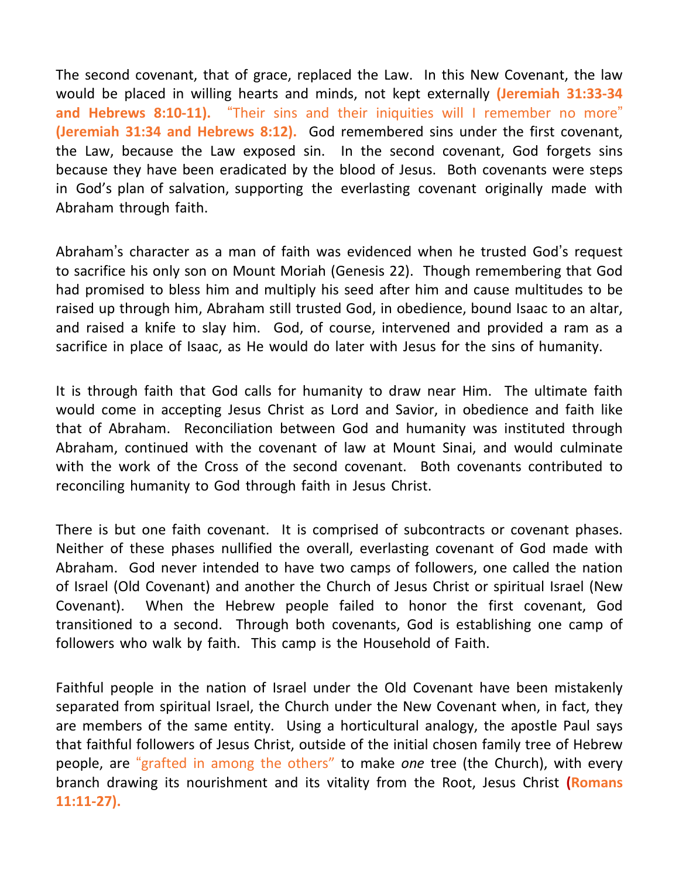The second covenant, that of grace, replaced the Law. In this New Covenant, the law would be placed in willing hearts and minds, not kept externally **(Jeremiah 31:33-34 and Hebrews 8:10-11).** "Their sins and their iniquities will I remember no more" **(Jeremiah 31:34 and Hebrews 8:12).** God remembered sins under the first covenant, the Law, because the Law exposed sin. In the second covenant, God forgets sins because they have been eradicated by the blood of Jesus. Both covenants were steps in God's plan of salvation, supporting the everlasting covenant originally made with Abraham through faith.

Abraham's character as a man of faith was evidenced when he trusted God's request to sacrifice his only son on Mount Moriah (Genesis 22). Though remembering that God had promised to bless him and multiply his seed after him and cause multitudes to be raised up through him, Abraham still trusted God, in obedience, bound Isaac to an altar, and raised a knife to slay him. God, of course, intervened and provided a ram as a sacrifice in place of Isaac, as He would do later with Jesus for the sins of humanity.

It is through faith that God calls for humanity to draw near Him. The ultimate faith would come in accepting Jesus Christ as Lord and Savior, in obedience and faith like that of Abraham. Reconciliation between God and humanity was instituted through Abraham, continued with the covenant of law at Mount Sinai, and would culminate with the work of the Cross of the second covenant. Both covenants contributed to reconciling humanity to God through faith in Jesus Christ.

There is but one faith covenant. It is comprised of subcontracts or covenant phases. Neither of these phases nullified the overall, everlasting covenant of God made with Abraham. God never intended to have two camps of followers, one called the nation of Israel (Old Covenant) and another the Church of Jesus Christ or spiritual Israel (New Covenant). When the Hebrew people failed to honor the first covenant, God transitioned to a second. Through both covenants, God is establishing one camp of followers who walk by faith. This camp is the Household of Faith.

Faithful people in the nation of Israel under the Old Covenant have been mistakenly separated from spiritual Israel, the Church under the New Covenant when, in fact, they are members of the same entity. Using a horticultural analogy, the apostle Paul says that faithful followers of Jesus Christ, outside of the initial chosen family tree of Hebrew people, are "grafted in among the others" to make *one* tree (the Church), with every branch drawing its nourishment and its vitality from the Root, Jesus Christ **(Romans 11:11-27).**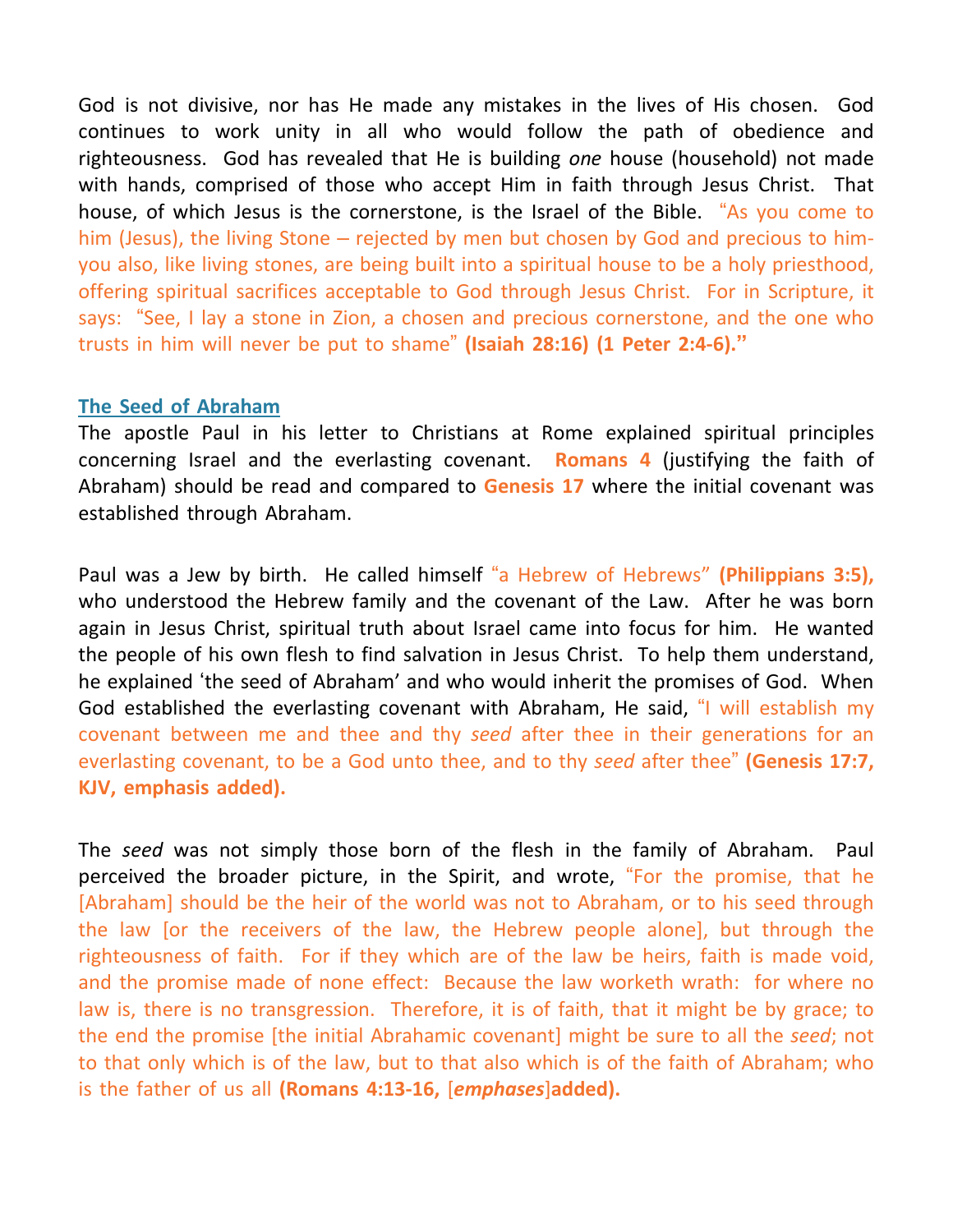God is not divisive, nor has He made any mistakes in the lives of His chosen. God continues to work unity in all who would follow the path of obedience and righteousness. God has revealed that He is building *one* house (household) not made with hands, comprised of those who accept Him in faith through Jesus Christ. That house, of which Jesus is the cornerstone, is the Israel of the Bible. "As you come to him (Jesus), the living Stone – rejected by men but chosen by God and precious to him- you also, like living stones, are being built into a spiritual house to be a holy priesthood, offering spiritual sacrifices acceptable to God through Jesus Christ. For in Scripture, it says: "See, I lay a stone in Zion, a chosen and precious cornerstone, and the one who trusts in him will never be put to shame" **(Isaiah 28:16) (1 Peter 2:4-6)."**

## The Seed of Abraham

The apostle Paul in his letter to Christians at Rome explained spiritual principles concerning Israel and the everlasting covenant. **Romans 4** (justifying the faith of Abraham) should be read and compared to **Genesis 17** where the initial covenant was established through Abraham.

Paul was a Jew by birth. He called himself "a Hebrew of Hebrews" **(Philippians 3:5),** who understood the Hebrew family and the covenant of the Law. After he was born again in Jesus Christ, spiritual truth about Israel came into focus for him. He wanted the people of his own flesh to find salvation in Jesus Christ. To help them understand, he explained 'the seed of Abraham' and who would inherit the promises of God. When God established the everlasting covenant with Abraham, He said, "I will establish my covenant between me and thee and thy *seed* after thee in their generations for an everlasting covenant, to be a God unto thee, and to thy *seed* after thee" **(Genesis 17:7, KJV, emphasis added).**

The *seed* was not simply those born of the flesh in the family of Abraham. Paul perceived the broader picture, in the Spirit, and wrote, "For the promise, that he [Abraham] should be the heir of the world was not to Abraham, or to his seed through the law [or the receivers of the law, the Hebrew people alone], but through the righteousness of faith. For if they which are of the law be heirs, faith is made void, and the promise made of none effect: Because the law worketh wrath: for where no law is, there is no transgression. Therefore, it is of faith, that it might be by grace; to the end the promise [the initial Abrahamic covenant] might be sure to all the *seed*; not to that only which is of the law, but to that also which is of the faith of Abraham; who is the father of us all **(Romans 4:13-16,** [***emphases***]**added).**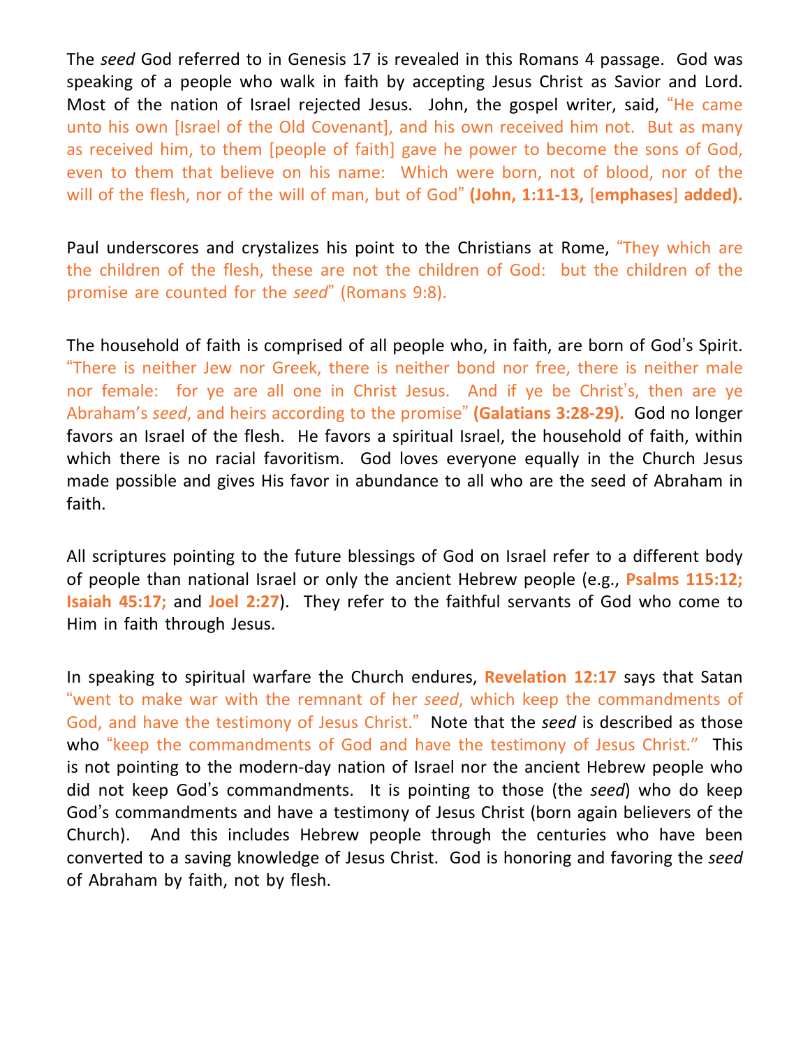The *seed* God referred to in Genesis 17 is revealed in this Romans 4 passage. God was speaking of a people who walk in faith by accepting Jesus Christ as Savior and Lord. Most of the nation of Israel rejected Jesus. John, the gospel writer, said, "He came unto his own [Israel of the Old Covenant], and his own received him not. But as many as received him, to them [people of faith] gave he power to become the sons of God, even to them that believe on his name: Which were born, not of blood, nor of the will of the flesh, nor of the will of man, but of God" **(John, 1:11-13,** [**emphases**] **added).**

Paul underscores and crystalizes his point to the Christians at Rome, "They which are the children of the flesh, these are not the children of God: but the children of the promise are counted for the *seed*" (Romans 9:8).

The household of faith is comprised of all people who, in faith, are born of God's Spirit. "There is neither Jew nor Greek, there is neither bond nor free, there is neither male nor female: for ye are all one in Christ Jesus. And if ye be Christ's, then are ye Abraham's *seed*, and heirs according to the promise" **(Galatians 3:28-29).** God no longer favors an Israel of the flesh. He favors a spiritual Israel, the household of faith, within which there is no racial favoritism. God loves everyone equally in the Church Jesus made possible and gives His favor in abundance to all who are the seed of Abraham in faith.

All scriptures pointing to the future blessings of God on Israel refer to a different body of people than national Israel or only the ancient Hebrew people (e.g., **Psalms 115:12; Isaiah 45:17;** and **Joel 2:27**). They refer to the faithful servants of God who come to Him in faith through Jesus.

In speaking to spiritual warfare the Church endures, **Revelation 12:17** says that Satan "went to make war with the remnant of her *seed*, which keep the commandments of God, and have the testimony of Jesus Christ." Note that the *seed* is described as those who "keep the commandments of God and have the testimony of Jesus Christ." This is not pointing to the modern-day nation of Israel nor the ancient Hebrew people who did not keep God's commandments. It is pointing to those (the *seed*) who do keep God's commandments and have a testimony of Jesus Christ (born again believers of the Church). And this includes Hebrew people through the centuries who have been converted to a saving knowledge of Jesus Christ. God is honoring and favoring the *seed* of Abraham by faith, not by flesh.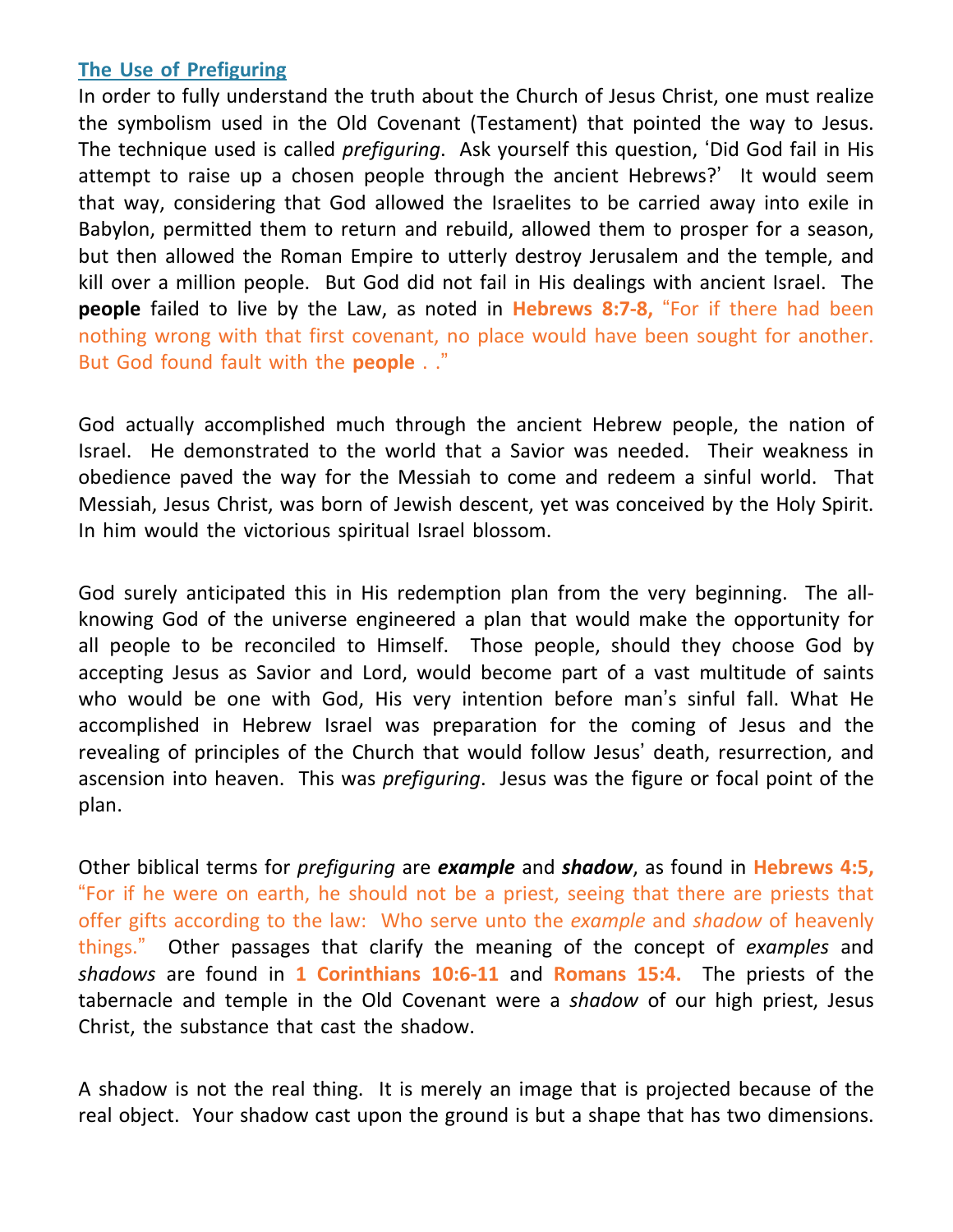## The Use of Prefiguring

In order to fully understand the truth about the Church of Jesus Christ, one must realize the symbolism used in the Old Covenant (Testament) that pointed the way to Jesus. The technique used is called *prefiguring*. Ask yourself this question, 'Did God fail in His attempt to raise up a chosen people through the ancient Hebrews?' It would seem that way, considering that God allowed the Israelites to be carried away into exile in Babylon, permitted them to return and rebuild, allowed them to prosper for a season, but then allowed the Roman Empire to utterly destroy Jerusalem and the temple, and kill over a million people. But God did not fail in His dealings with ancient Israel. The **people** failed to live by the Law, as noted in **Hebrews 8:7-8,** "For if there had been nothing wrong with that first covenant, no place would have been sought for another. But God found fault with the **people** . ."

God actually accomplished much through the ancient Hebrew people, the nation of Israel. He demonstrated to the world that a Savior was needed. Their weakness in obedience paved the way for the Messiah to come and redeem a sinful world. That Messiah, Jesus Christ, was born of Jewish descent, yet was conceived by the Holy Spirit. In him would the victorious spiritual Israel blossom.

God surely anticipated this in His redemption plan from the very beginning. The all-knowing God of the universe engineered a plan that would make the opportunity for all people to be reconciled to Himself. Those people, should they choose God by accepting Jesus as Savior and Lord, would become part of a vast multitude of saints who would be one with God, His very intention before man's sinful fall. What He accomplished in Hebrew Israel was preparation for the coming of Jesus and the revealing of principles of the Church that would follow Jesus' death, resurrection, and ascension into heaven. This was *prefiguring*. Jesus was the figure or focal point of the plan.

Other biblical terms for *prefiguring* are ***example*** and ***shadow***, as found in **Hebrews 4:5,** "For if he were on earth, he should not be a priest, seeing that there are priests that offer gifts according to the law: Who serve unto the *example* and *shadow* of heavenly things." Other passages that clarify the meaning of the concept of *examples* and *shadows* are found in **1 Corinthians 10:6-11** and **Romans 15:4.** The priests of the tabernacle and temple in the Old Covenant were a *shadow* of our high priest, Jesus Christ, the substance that cast the shadow.

A shadow is not the real thing. It is merely an image that is projected because of the real object. Your shadow cast upon the ground is but a shape that has two dimensions.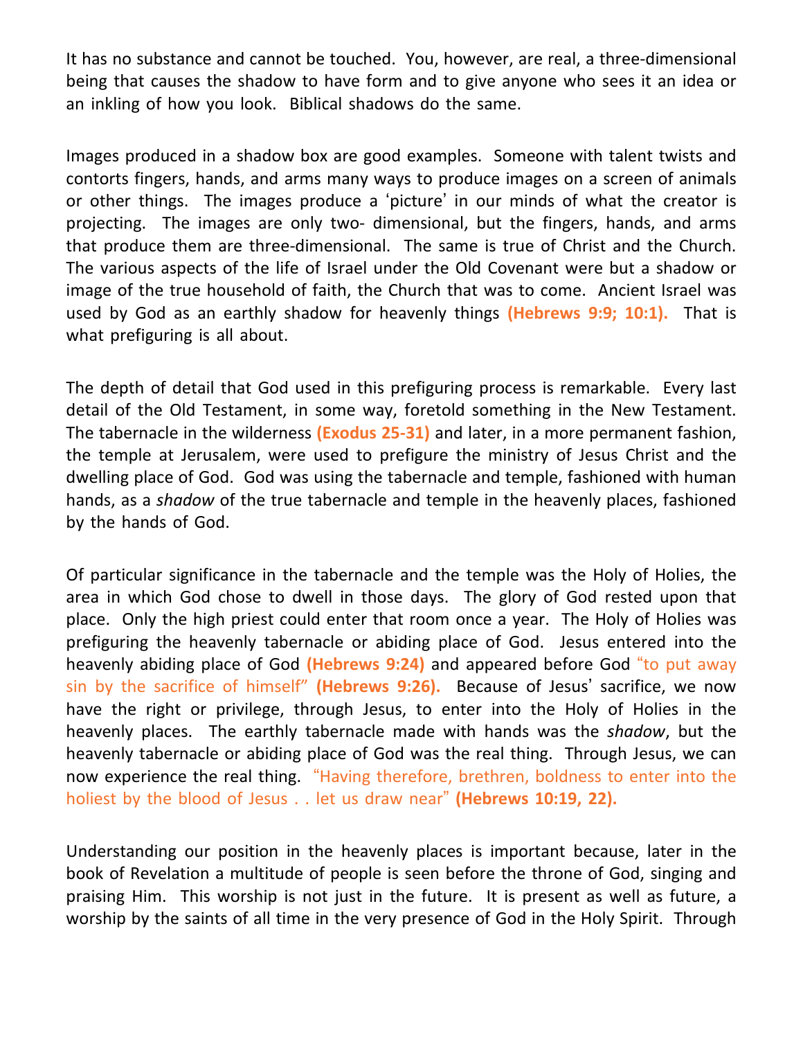It has no substance and cannot be touched. You, however, are real, a three-dimensional being that causes the shadow to have form and to give anyone who sees it an idea or an inkling of how you look. Biblical shadows do the same.

Images produced in a shadow box are good examples. Someone with talent twists and contorts fingers, hands, and arms many ways to produce images on a screen of animals or other things. The images produce a 'picture' in our minds of what the creator is projecting. The images are only two- dimensional, but the fingers, hands, and arms that produce them are three-dimensional. The same is true of Christ and the Church. The various aspects of the life of Israel under the Old Covenant were but a shadow or image of the true household of faith, the Church that was to come. Ancient Israel was used by God as an earthly shadow for heavenly things **(Hebrews 9:9; 10:1).** That is what prefiguring is all about.

The depth of detail that God used in this prefiguring process is remarkable. Every last detail of the Old Testament, in some way, foretold something in the New Testament. The tabernacle in the wilderness **(Exodus 25-31)** and later, in a more permanent fashion, the temple at Jerusalem, were used to prefigure the ministry of Jesus Christ and the dwelling place of God. God was using the tabernacle and temple, fashioned with human hands, as a *shadow* of the true tabernacle and temple in the heavenly places, fashioned by the hands of God.

Of particular significance in the tabernacle and the temple was the Holy of Holies, the area in which God chose to dwell in those days. The glory of God rested upon that place. Only the high priest could enter that room once a year. The Holy of Holies was prefiguring the heavenly tabernacle or abiding place of God. Jesus entered into the heavenly abiding place of God **(Hebrews 9:24)** and appeared before God "to put away sin by the sacrifice of himself" **(Hebrews 9:26).** Because of Jesus' sacrifice, we now have the right or privilege, through Jesus, to enter into the Holy of Holies in the heavenly places. The earthly tabernacle made with hands was the *shadow*, but the heavenly tabernacle or abiding place of God was the real thing. Through Jesus, we can now experience the real thing. "Having therefore, brethren, boldness to enter into the holiest by the blood of Jesus . . let us draw near" **(Hebrews 10:19, 22).**

Understanding our position in the heavenly places is important because, later in the book of Revelation a multitude of people is seen before the throne of God, singing and praising Him. This worship is not just in the future. It is present as well as future, a worship by the saints of all time in the very presence of God in the Holy Spirit. Through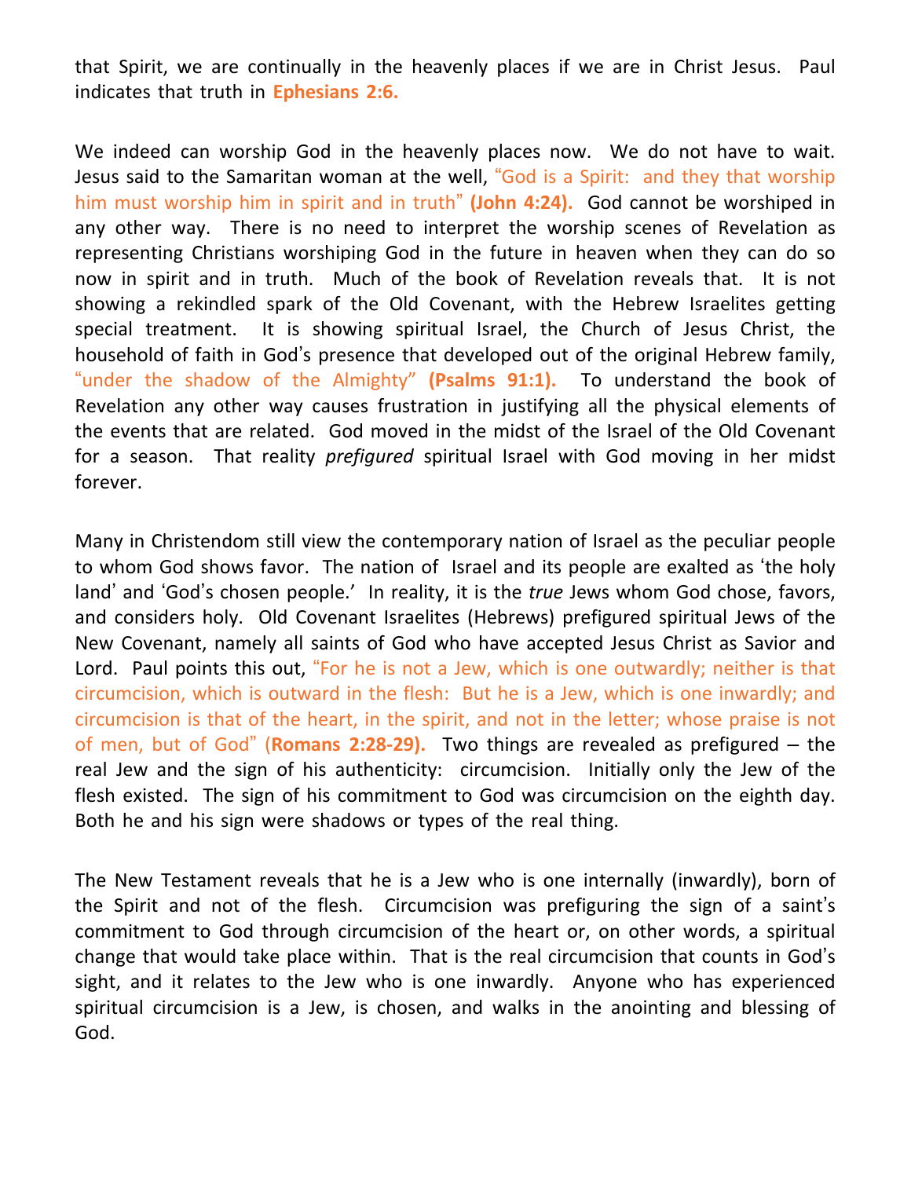that Spirit, we are continually in the heavenly places if we are in Christ Jesus. Paul indicates that truth in **Ephesians 2:6.**

We indeed can worship God in the heavenly places now. We do not have to wait. Jesus said to the Samaritan woman at the well, "God is a Spirit: and they that worship him must worship him in spirit and in truth" **(John 4:24).** God cannot be worshiped in any other way. There is no need to interpret the worship scenes of Revelation as representing Christians worshiping God in the future in heaven when they can do so now in spirit and in truth. Much of the book of Revelation reveals that. It is not showing a rekindled spark of the Old Covenant, with the Hebrew Israelites getting special treatment. It is showing spiritual Israel, the Church of Jesus Christ, the household of faith in God's presence that developed out of the original Hebrew family, "under the shadow of the Almighty" **(Psalms 91:1).** To understand the book of Revelation any other way causes frustration in justifying all the physical elements of the events that are related. God moved in the midst of the Israel of the Old Covenant for a season. That reality *prefigured* spiritual Israel with God moving in her midst forever.

Many in Christendom still view the contemporary nation of Israel as the peculiar people to whom God shows favor. The nation of Israel and its people are exalted as 'the holy land' and 'God's chosen people.' In reality, it is the *true* Jews whom God chose, favors, and considers holy. Old Covenant Israelites (Hebrews) prefigured spiritual Jews of the New Covenant, namely all saints of God who have accepted Jesus Christ as Savior and Lord. Paul points this out, "For he is not a Jew, which is one outwardly; neither is that circumcision, which is outward in the flesh: But he is a Jew, which is one inwardly; and circumcision is that of the heart, in the spirit, and not in the letter; whose praise is not of men, but of God" (**Romans 2:28-29).** Two things are revealed as prefigured – the real Jew and the sign of his authenticity: circumcision. Initially only the Jew of the flesh existed. The sign of his commitment to God was circumcision on the eighth day. Both he and his sign were shadows or types of the real thing.

The New Testament reveals that he is a Jew who is one internally (inwardly), born of the Spirit and not of the flesh. Circumcision was prefiguring the sign of a saint's commitment to God through circumcision of the heart or, on other words, a spiritual change that would take place within. That is the real circumcision that counts in God's sight, and it relates to the Jew who is one inwardly. Anyone who has experienced spiritual circumcision is a Jew, is chosen, and walks in the anointing and blessing of God.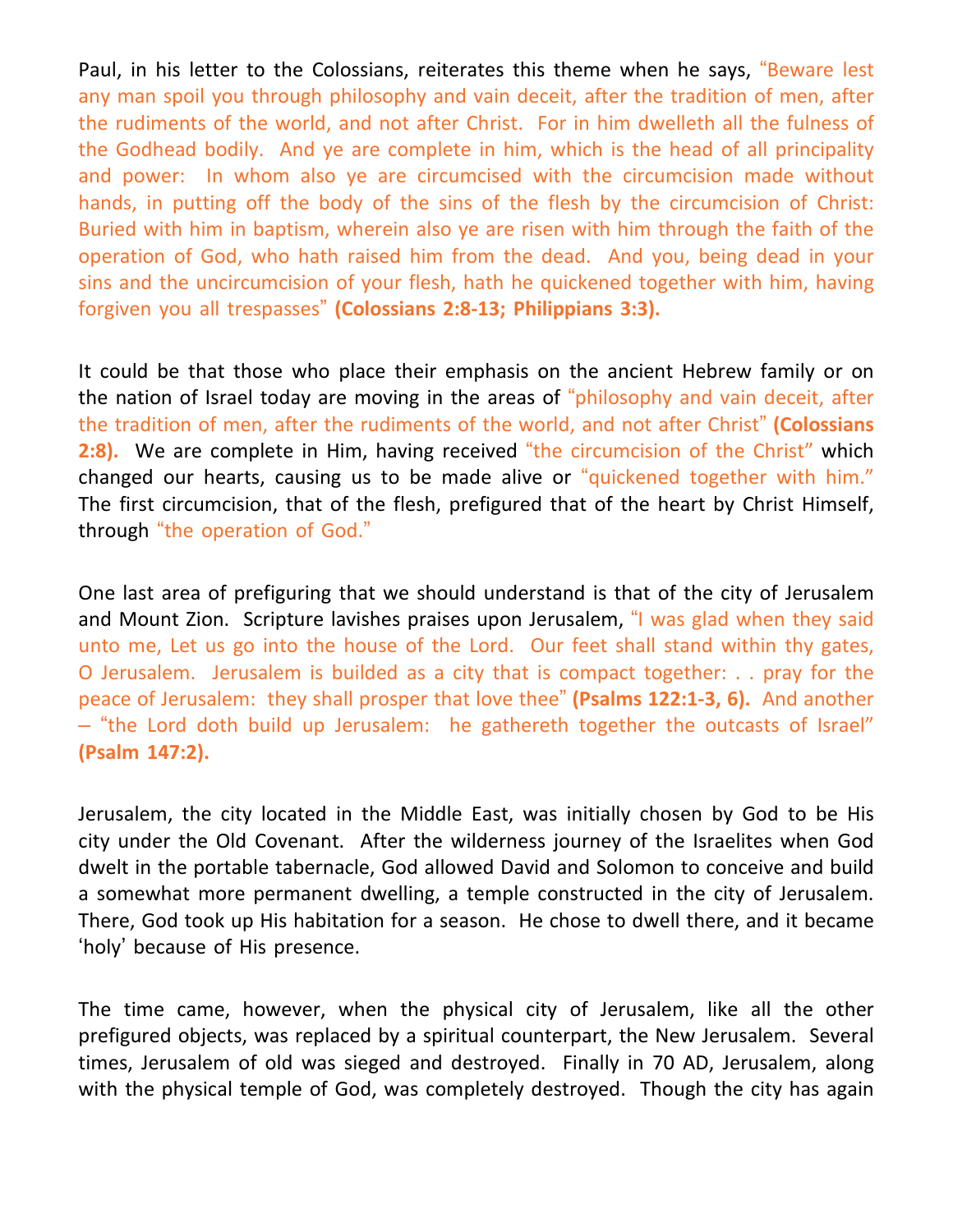Paul, in his letter to the Colossians, reiterates this theme when he says, "Beware lest any man spoil you through philosophy and vain deceit, after the tradition of men, after the rudiments of the world, and not after Christ. For in him dwelleth all the fulness of the Godhead bodily. And ye are complete in him, which is the head of all principality and power: In whom also ye are circumcised with the circumcision made without hands, in putting off the body of the sins of the flesh by the circumcision of Christ: Buried with him in baptism, wherein also ye are risen with him through the faith of the operation of God, who hath raised him from the dead. And you, being dead in your sins and the uncircumcision of your flesh, hath he quickened together with him, having forgiven you all trespasses" **(Colossians 2:8-13; Philippians 3:3).**

It could be that those who place their emphasis on the ancient Hebrew family or on the nation of Israel today are moving in the areas of "philosophy and vain deceit, after the tradition of men, after the rudiments of the world, and not after Christ" **(Colossians 2:8).** We are complete in Him, having received "the circumcision of the Christ" which changed our hearts, causing us to be made alive or "quickened together with him." The first circumcision, that of the flesh, prefigured that of the heart by Christ Himself, through "the operation of God."

One last area of prefiguring that we should understand is that of the city of Jerusalem and Mount Zion. Scripture lavishes praises upon Jerusalem, "I was glad when they said unto me, Let us go into the house of the Lord. Our feet shall stand within thy gates, O Jerusalem. Jerusalem is builded as a city that is compact together: . . pray for the peace of Jerusalem: they shall prosper that love thee" **(Psalms 122:1-3, 6).** And another – "the Lord doth build up Jerusalem: he gathereth together the outcasts of Israel" **(Psalm 147:2).**

Jerusalem, the city located in the Middle East, was initially chosen by God to be His city under the Old Covenant. After the wilderness journey of the Israelites when God dwelt in the portable tabernacle, God allowed David and Solomon to conceive and build a somewhat more permanent dwelling, a temple constructed in the city of Jerusalem. There, God took up His habitation for a season. He chose to dwell there, and it became 'holy' because of His presence.

The time came, however, when the physical city of Jerusalem, like all the other prefigured objects, was replaced by a spiritual counterpart, the New Jerusalem. Several times, Jerusalem of old was sieged and destroyed. Finally in 70 AD, Jerusalem, along with the physical temple of God, was completely destroyed. Though the city has again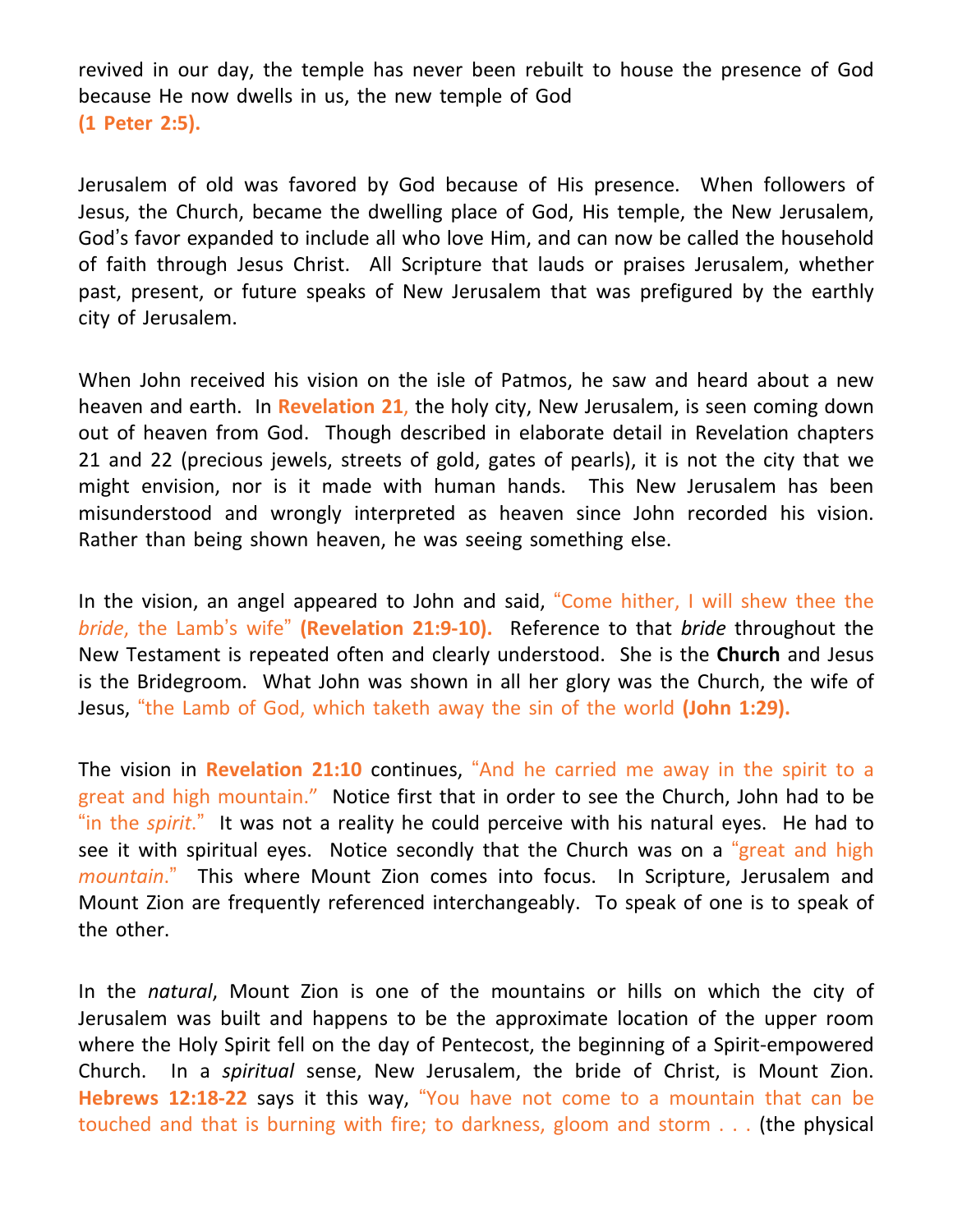revived in our day, the temple has never been rebuilt to house the presence of God because He now dwells in us, the new temple of God
**(1 Peter 2:5).**

Jerusalem of old was favored by God because of His presence. When followers of Jesus, the Church, became the dwelling place of God, His temple, the New Jerusalem, God's favor expanded to include all who love Him, and can now be called the household of faith through Jesus Christ. All Scripture that lauds or praises Jerusalem, whether past, present, or future speaks of New Jerusalem that was prefigured by the earthly city of Jerusalem.

When John received his vision on the isle of Patmos, he saw and heard about a new heaven and earth. In **Revelation 21**, the holy city, New Jerusalem, is seen coming down out of heaven from God. Though described in elaborate detail in Revelation chapters 21 and 22 (precious jewels, streets of gold, gates of pearls), it is not the city that we might envision, nor is it made with human hands. This New Jerusalem has been misunderstood and wrongly interpreted as heaven since John recorded his vision. Rather than being shown heaven, he was seeing something else.

In the vision, an angel appeared to John and said, "Come hither, I will shew thee the *bride*, the Lamb's wife" **(Revelation 21:9-10).** Reference to that *bride* throughout the New Testament is repeated often and clearly understood. She is the **Church** and Jesus is the Bridegroom. What John was shown in all her glory was the Church, the wife of Jesus, "the Lamb of God, which taketh away the sin of the world **(John 1:29).**

The vision in **Revelation 21:10** continues, "And he carried me away in the spirit to a great and high mountain." Notice first that in order to see the Church, John had to be "in the *spirit*." It was not a reality he could perceive with his natural eyes. He had to see it with spiritual eyes. Notice secondly that the Church was on a "great and high *mountain*." This where Mount Zion comes into focus. In Scripture, Jerusalem and Mount Zion are frequently referenced interchangeably. To speak of one is to speak of the other.

In the *natural*, Mount Zion is one of the mountains or hills on which the city of Jerusalem was built and happens to be the approximate location of the upper room where the Holy Spirit fell on the day of Pentecost, the beginning of a Spirit-empowered Church. In a *spiritual* sense, New Jerusalem, the bride of Christ, is Mount Zion. **Hebrews 12:18-22** says it this way, "You have not come to a mountain that can be touched and that is burning with fire; to darkness, gloom and storm . . . (the physical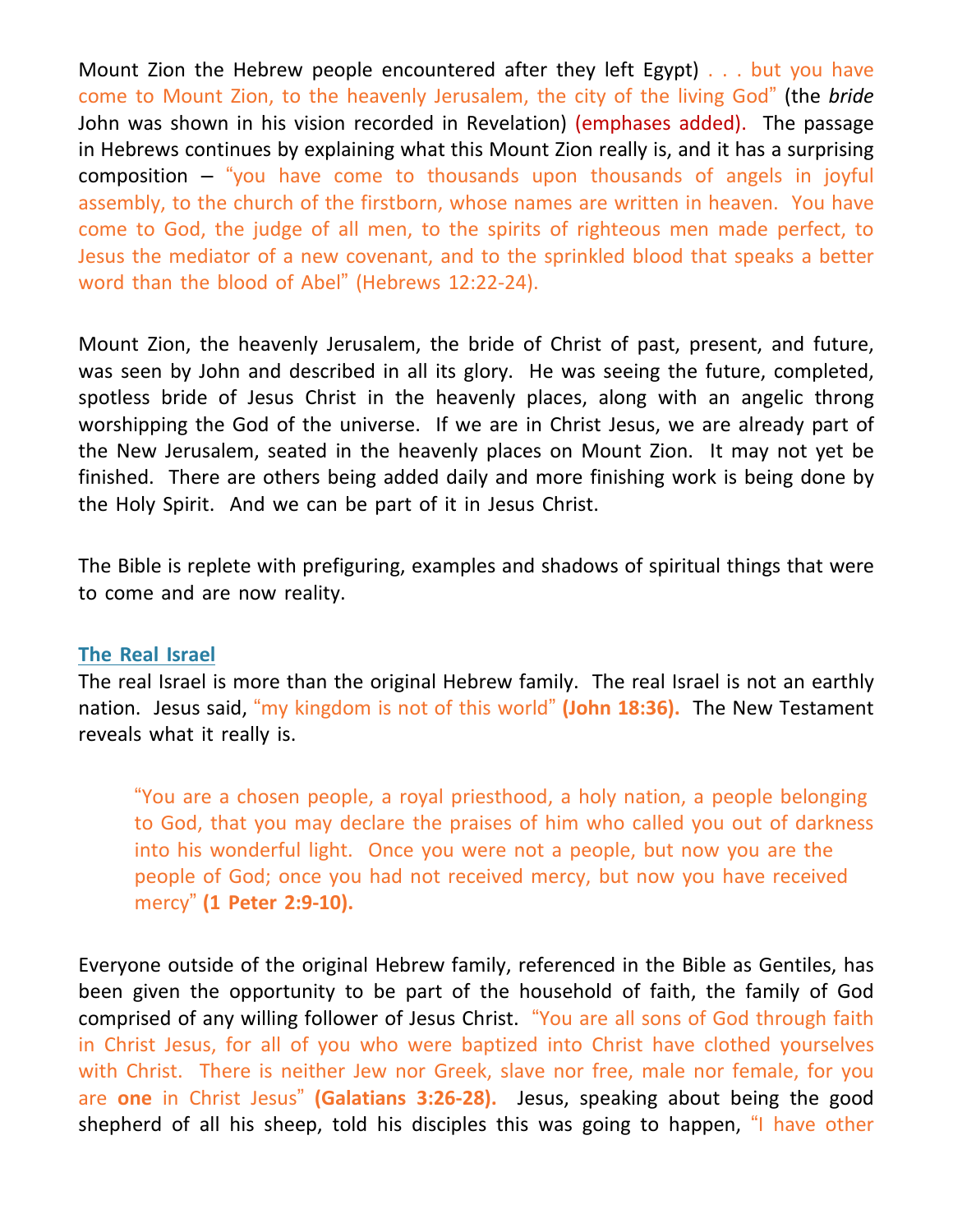Mount Zion the Hebrew people encountered after they left Egypt) . . . but you have come to Mount Zion, to the heavenly Jerusalem, the city of the living God" (the *bride* John was shown in his vision recorded in Revelation) (emphases added). The passage in Hebrews continues by explaining what this Mount Zion really is, and it has a surprising composition – "you have come to thousands upon thousands of angels in joyful assembly, to the church of the firstborn, whose names are written in heaven. You have come to God, the judge of all men, to the spirits of righteous men made perfect, to Jesus the mediator of a new covenant, and to the sprinkled blood that speaks a better word than the blood of Abel" (Hebrews 12:22-24).

Mount Zion, the heavenly Jerusalem, the bride of Christ of past, present, and future, was seen by John and described in all its glory. He was seeing the future, completed, spotless bride of Jesus Christ in the heavenly places, along with an angelic throng worshipping the God of the universe. If we are in Christ Jesus, we are already part of the New Jerusalem, seated in the heavenly places on Mount Zion. It may not yet be finished. There are others being added daily and more finishing work is being done by the Holy Spirit. And we can be part of it in Jesus Christ.

The Bible is replete with prefiguring, examples and shadows of spiritual things that were to come and are now reality.

## The Real Israel

The real Israel is more than the original Hebrew family. The real Israel is not an earthly nation. Jesus said, "my kingdom is not of this world" **(John 18:36).** The New Testament reveals what it really is.

> "You are a chosen people, a royal priesthood, a holy nation, a people belonging to God, that you may declare the praises of him who called you out of darkness into his wonderful light. Once you were not a people, but now you are the people of God; once you had not received mercy, but now you have received mercy" **(1 Peter 2:9-10).**

Everyone outside of the original Hebrew family, referenced in the Bible as Gentiles, has been given the opportunity to be part of the household of faith, the family of God comprised of any willing follower of Jesus Christ. "You are all sons of God through faith in Christ Jesus, for all of you who were baptized into Christ have clothed yourselves with Christ. There is neither Jew nor Greek, slave nor free, male nor female, for you are **one** in Christ Jesus" **(Galatians 3:26-28).** Jesus, speaking about being the good shepherd of all his sheep, told his disciples this was going to happen, "I have other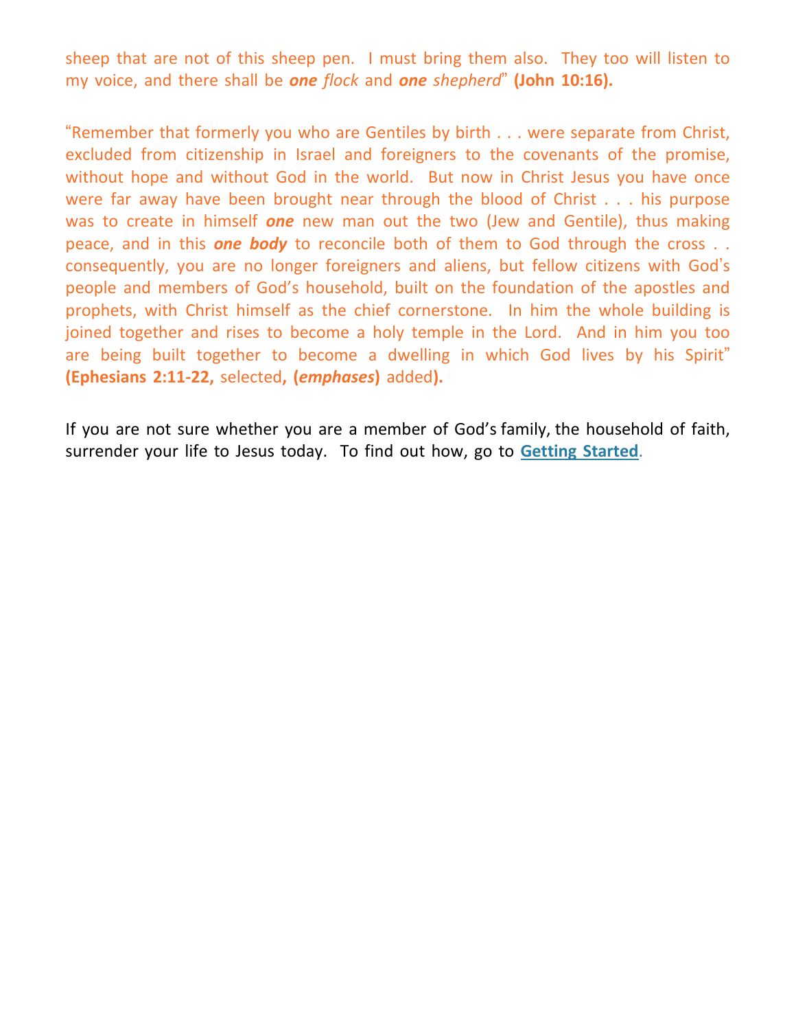sheep that are not of this sheep pen. I must bring them also. They too will listen to my voice, and there shall be ***one** flock* and ***one** shepherd*" **(John 10:16).**

"Remember that formerly you who are Gentiles by birth . . . were separate from Christ, excluded from citizenship in Israel and foreigners to the covenants of the promise, without hope and without God in the world. But now in Christ Jesus you have once were far away have been brought near through the blood of Christ . . . his purpose was to create in himself ***one*** new man out the two (Jew and Gentile), thus making peace, and in this ***one body*** to reconcile both of them to God through the cross . . consequently, you are no longer foreigners and aliens, but fellow citizens with God's people and members of God's household, built on the foundation of the apostles and prophets, with Christ himself as the chief cornerstone. In him the whole building is joined together and rises to become a holy temple in the Lord. And in him you too are being built together to become a dwelling in which God lives by his Spirit" **(Ephesians 2:11-22,** selected**, (*emphases*)** added**).**

If you are not sure whether you are a member of God's family, the household of faith, surrender your life to Jesus today. To find out how, go to **Getting Started**.